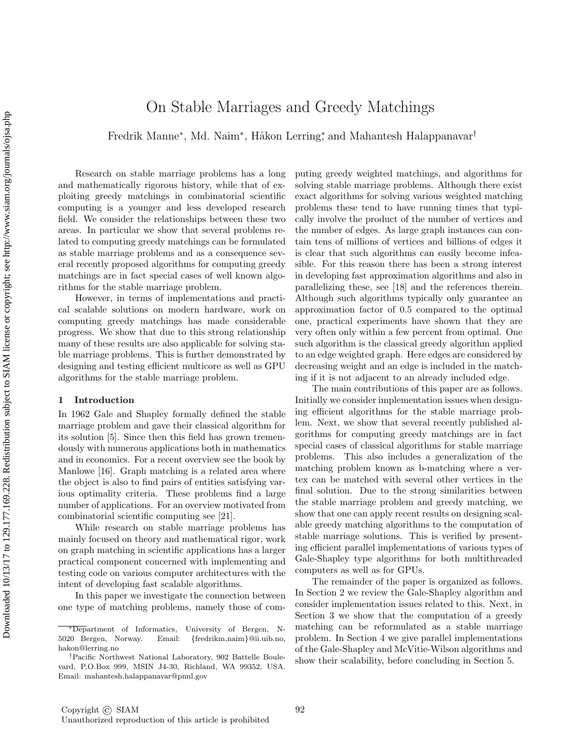# On Stable Marriages and Greedy Matchings

Fredrik Manne*, Md. Naim*, Håkon Lerring* and Mahantesh Halappanavar†

Research on stable marriage problems has a long and mathematically rigorous history, while that of exploiting greedy matchings in combinatorial scientific computing is a younger and less developed research field. We consider the relationships between these two areas. In particular we show that several problems related to computing greedy matchings can be formulated as stable marriage problems and as a consequence several recently proposed algorithms for computing greedy matchings are in fact special cases of well known algorithms for the stable marriage problem.

However, in terms of implementations and practical scalable solutions on modern hardware, work on computing greedy matchings has made considerable progress. We show that due to this strong relationship many of these results are also applicable for solving stable marriage problems. This is further demonstrated by designing and testing efficient multicore as well as GPU algorithms for the stable marriage problem.

## 1 Introduction

In 1962 Gale and Shapley formally defined the stable marriage problem and gave their classical algorithm for its solution [5]. Since then this field has grown tremendously with numerous applications both in mathematics and in economics. For a recent overview see the book by Manlowe [16]. Graph matching is a related area where the object is also to find pairs of entities satisfying various optimality criteria. These problems find a large number of applications. For an overview motivated from combinatorial scientific computing see [21].

While research on stable marriage problems has mainly focused on theory and mathematical rigor, work on graph matching in scientific applications has a larger practical component concerned with implementing and testing code on various computer architectures with the intent of developing fast scalable algorithms.

In this paper we investigate the connection between one type of matching problems, namely those of computing greedy weighted matchings, and algorithms for solving stable marriage problems. Although there exist exact algorithms for solving various weighted matching problems these tend to have running times that typically involve the product of the number of vertices and the number of edges. As large graph instances can contain tens of millions of vertices and billions of edges it is clear that such algorithms can easily become infeasible. For this reason there has been a strong interest in developing fast approximation algorithms and also in parallelizing these, see [18] and the references therein. Although such algorithms typically only guarantee an approximation factor of 0.5 compared to the optimal one, practical experiments have shown that they are very often only within a few percent from optimal. One such algorithm is the classical greedy algorithm applied to an edge weighted graph. Here edges are considered by decreasing weight and an edge is included in the matching if it is not adjacent to an already included edge.

The main contributions of this paper are as follows. Initially we consider implementation issues when designing efficient algorithms for the stable marriage problem. Next, we show that several recently published algorithms for computing greedy matchings are in fact special cases of classical algorithms for stable marriage problems. This also includes a generalization of the matching problem known as b-matching where a vertex can be matched with several other vertices in the final solution. Due to the strong similarities between the stable marriage problem and greedy matching, we show that one can apply recent results on designing scalable greedy matching algorithms to the computation of stable marriage solutions. This is verified by presenting efficient parallel implementations of various types of Gale-Shapley type algorithms for both multithreaded computers as well as for GPUs.

The remainder of the paper is organized as follows. In Section 2 we review the Gale-Shapley algorithm and consider implementation issues related to this. Next, in Section 3 we show that the computation of a greedy matching can be reformulated as a stable marriage problem. In Section 4 we give parallel implementations of the Gale-Shapley and McVitie-Wilson algorithms and show their scalability, before concluding in Section 5.

---

*Department of Informatics, University of Bergen, N-5020 Bergen, Norway. Email: {fredrikm,naim}@ii.uib.no, hakon@lerring.no

†Pacific Northwest National Laboratory, 902 Battelle Boulevard, P.O.Box 999, MSIN J4-30, Richland, WA 99352, USA. Email: mahantesh.halappanavar@pnnl.gov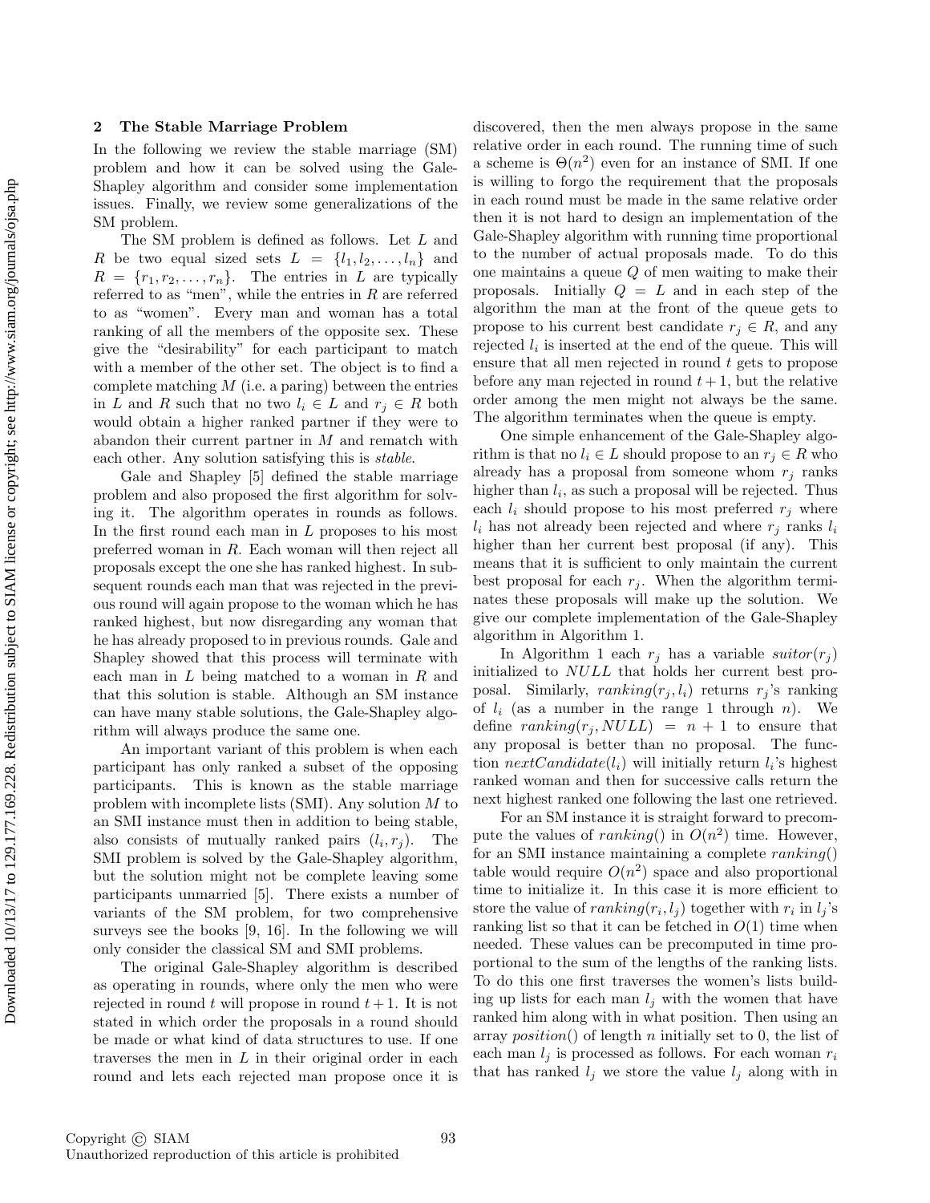## 2 The Stable Marriage Problem

In the following we review the stable marriage (SM) problem and how it can be solved using the Gale-Shapley algorithm and consider some implementation issues. Finally, we review some generalizations of the SM problem.

The SM problem is defined as follows. Let $L$ and $R$ be two equal sized sets $L = \{l_1, l_2, \ldots, l_n\}$ and $R = \{r_1, r_2, \ldots, r_n\}$. The entries in $L$ are typically referred to as "men", while the entries in $R$ are referred to as "women". Every man and woman has a total ranking of all the members of the opposite sex. These give the "desirability" for each participant to match with a member of the other set. The object is to find a complete matching $M$ (i.e. a paring) between the entries in $L$ and $R$ such that no two $l_i \in L$ and $r_j \in R$ both would obtain a higher ranked partner if they were to abandon their current partner in $M$ and rematch with each other. Any solution satisfying this is *stable*.

Gale and Shapley [5] defined the stable marriage problem and also proposed the first algorithm for solving it. The algorithm operates in rounds as follows. In the first round each man in $L$ proposes to his most preferred woman in $R$. Each woman will then reject all proposals except the one she has ranked highest. In subsequent rounds each man that was rejected in the previous round will again propose to the woman which he has ranked highest, but now disregarding any woman that he has already proposed to in previous rounds. Gale and Shapley showed that this process will terminate with each man in $L$ being matched to a woman in $R$ and that this solution is stable. Although an SM instance can have many stable solutions, the Gale-Shapley algorithm will always produce the same one.

An important variant of this problem is when each participant has only ranked a subset of the opposing participants. This is known as the stable marriage problem with incomplete lists (SMI). Any solution $M$ to an SMI instance must then in addition to being stable, also consists of mutually ranked pairs $(l_i, r_j)$. The SMI problem is solved by the Gale-Shapley algorithm, but the solution might not be complete leaving some participants unmarried [5]. There exists a number of variants of the SM problem, for two comprehensive surveys see the books [9, 16]. In the following we will only consider the classical SM and SMI problems.

The original Gale-Shapley algorithm is described as operating in rounds, where only the men who were rejected in round $t$ will propose in round $t+1$. It is not stated in which order the proposals in a round should be made or what kind of data structures to use. If one traverses the men in $L$ in their original order in each round and lets each rejected man propose once it is discovered, then the men always propose in the same relative order in each round. The running time of such a scheme is $\Theta(n^2)$ even for an instance of SMI. If one is willing to forgo the requirement that the proposals in each round must be made in the same relative order then it is not hard to design an implementation of the Gale-Shapley algorithm with running time proportional to the number of actual proposals made. To do this one maintains a queue $Q$ of men waiting to make their proposals. Initially $Q = L$ and in each step of the algorithm the man at the front of the queue gets to propose to his current best candidate $r_j \in R$, and any rejected $l_i$ is inserted at the end of the queue. This will ensure that all men rejected in round $t$ gets to propose before any man rejected in round $t+1$, but the relative order among the men might not always be the same. The algorithm terminates when the queue is empty.

One simple enhancement of the Gale-Shapley algorithm is that no $l_i \in L$ should propose to an $r_j \in R$ who already has a proposal from someone whom $r_j$ ranks higher than $l_i$, as such a proposal will be rejected. Thus each $l_i$ should propose to his most preferred $r_j$ where $l_i$ has not already been rejected and where $r_j$ ranks $l_i$ higher than her current best proposal (if any). This means that it is sufficient to only maintain the current best proposal for each $r_j$. When the algorithm terminates these proposals will make up the solution. We give our complete implementation of the Gale-Shapley algorithm in Algorithm 1.

In Algorithm 1 each $r_j$ has a variable $suitor(r_j)$ initialized to $NULL$ that holds her current best proposal. Similarly, $ranking(r_j, l_i)$ returns $r_j$'s ranking of $l_i$ (as a number in the range 1 through $n$). We define $ranking(r_j, NULL) = n + 1$ to ensure that any proposal is better than no proposal. The function $nextCandidate(l_i)$ will initially return $l_i$'s highest ranked woman and then for successive calls return the next highest ranked one following the last one retrieved.

For an SM instance it is straight forward to precompute the values of $ranking()$ in $O(n^2)$ time. However, for an SMI instance maintaining a complete $ranking()$ table would require $O(n^2)$ space and also proportional time to initialize it. In this case it is more efficient to store the value of $ranking(r_i, l_j)$ together with $r_i$ in $l_j$'s ranking list so that it can be fetched in $O(1)$ time when needed. These values can be precomputed in time proportional to the sum of the lengths of the ranking lists. To do this one first traverses the women's lists building up lists for each man $l_j$ with the women that have ranked him along with in what position. Then using an array $position()$ of length $n$ initially set to 0, the list of each man $l_j$ is processed as follows. For each woman $r_i$ that has ranked $l_j$ we store the value $l_j$ along with in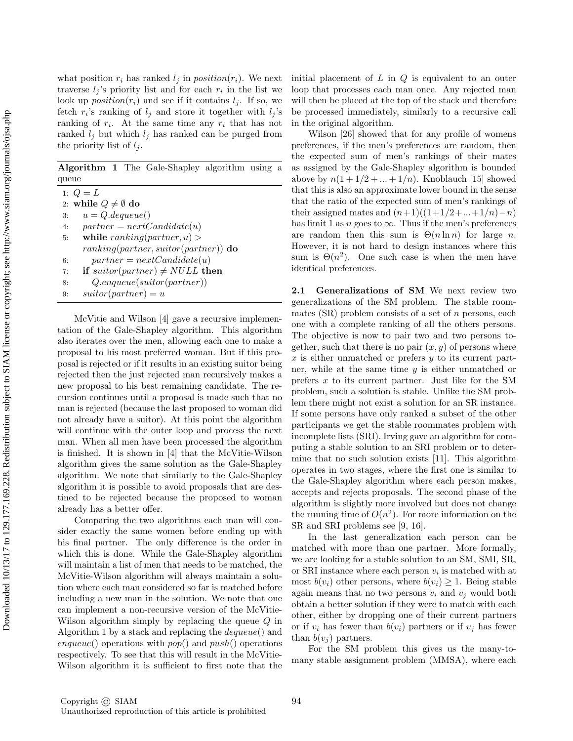what position $r_i$ has ranked $l_j$ in $position(r_i)$. We next traverse $l_j$'s priority list and for each $r_i$ in the list we look up $position(r_i)$ and see if it contains $l_j$. If so, we fetch $r_i$'s ranking of $l_j$ and store it together with $l_j$'s ranking of $r_i$. At the same time any $r_i$ that has not ranked $l_j$ but which $l_j$ has ranked can be purged from the priority list of $l_j$.

**Algorithm 1** The Gale-Shapley algorithm using a queue

```
1: Q = L
2: while Q ≠ ∅ do
3:    u = Q.dequeue()
4:    partner = nextCandidate(u)
5:    while ranking(partner, u) >
      ranking(partner, suitor(partner)) do
6:       partner = nextCandidate(u)
7:    if suitor(partner) ≠ NULL then
8:       Q.enqueue(suitor(partner))
9:    suitor(partner) = u
```

McVitie and Wilson [4] gave a recursive implementation of the Gale-Shapley algorithm. This algorithm also iterates over the men, allowing each one to make a proposal to his most preferred woman. But if this proposal is rejected or if it results in an existing suitor being rejected then the just rejected man recursively makes a new proposal to his best remaining candidate. The recursion continues until a proposal is made such that no man is rejected (because the last proposed to woman did not already have a suitor). At this point the algorithm will continue with the outer loop and process the next man. When all men have been processed the algorithm is finished. It is shown in [4] that the McVitie-Wilson algorithm gives the same solution as the Gale-Shapley algorithm. We note that similarly to the Gale-Shapley algorithm it is possible to avoid proposals that are destined to be rejected because the proposed to woman already has a better offer.

Comparing the two algorithms each man will consider exactly the same women before ending up with his final partner. The only difference is the order in which this is done. While the Gale-Shapley algorithm will maintain a list of men that needs to be matched, the McVitie-Wilson algorithm will always maintain a solution where each man considered so far is matched before including a new man in the solution. We note that one can implement a non-recursive version of the McVitie-Wilson algorithm simply by replacing the queue $Q$ in Algorithm 1 by a stack and replacing the $dequeue()$ and $enqueue()$ operations with $pop()$ and $push()$ operations respectively. To see that this will result in the McVitie-Wilson algorithm it is sufficient to first note that the initial placement of $L$ in $Q$ is equivalent to an outer loop that processes each man once. Any rejected man will then be placed at the top of the stack and therefore be processed immediately, similarly to a recursive call in the original algorithm.

Wilson [26] showed that for any profile of womens preferences, if the men's preferences are random, then the expected sum of men's rankings of their mates as assigned by the Gale-Shapley algorithm is bounded above by $n(1+1/2+...+1/n)$. Knoblauch [15] showed that this is also an approximate lower bound in the sense that the ratio of the expected sum of men's rankings of their assigned mates and $(n+1)((1+1/2+...+1/n)-n)$ has limit 1 as $n$ goes to $\infty$. Thus if the men's preferences are random then this sum is $\Theta(n \ln n)$ for large $n$. However, it is not hard to design instances where this sum is $\Theta(n^2)$. One such case is when the men have identical preferences.

**2.1 Generalizations of SM** We next review two generalizations of the SM problem. The stable roommates (SR) problem consists of a set of $n$ persons, each one with a complete ranking of all the others persons. The objective is now to pair two and two persons together, such that there is no pair $(x, y)$ of persons where $x$ is either unmatched or prefers $y$ to its current partner, while at the same time $y$ is either unmatched or prefers $x$ to its current partner. Just like for the SM problem, such a solution is stable. Unlike the SM problem there might not exist a solution for an SR instance. If some persons have only ranked a subset of the other participants we get the stable roommates problem with incomplete lists (SRI). Irving gave an algorithm for computing a stable solution to an SRI problem or to determine that no such solution exists [11]. This algorithm operates in two stages, where the first one is similar to the Gale-Shapley algorithm where each person makes, accepts and rejects proposals. The second phase of the algorithm is slightly more involved but does not change the running time of $O(n^2)$. For more information on the SR and SRI problems see [9, 16].

In the last generalization each person can be matched with more than one partner. More formally, we are looking for a stable solution to an SM, SMI, SR, or SRI instance where each person $v_i$ is matched with at most $b(v_i)$ other persons, where $b(v_i) \geq 1$. Being stable again means that no two persons $v_i$ and $v_j$ would both obtain a better solution if they were to match with each other, either by dropping one of their current partners or if $v_i$ has fewer than $b(v_i)$ partners or if $v_j$ has fewer than $b(v_j)$ partners.

For the SM problem this gives us the many-to-many stable assignment problem (MMSA), where each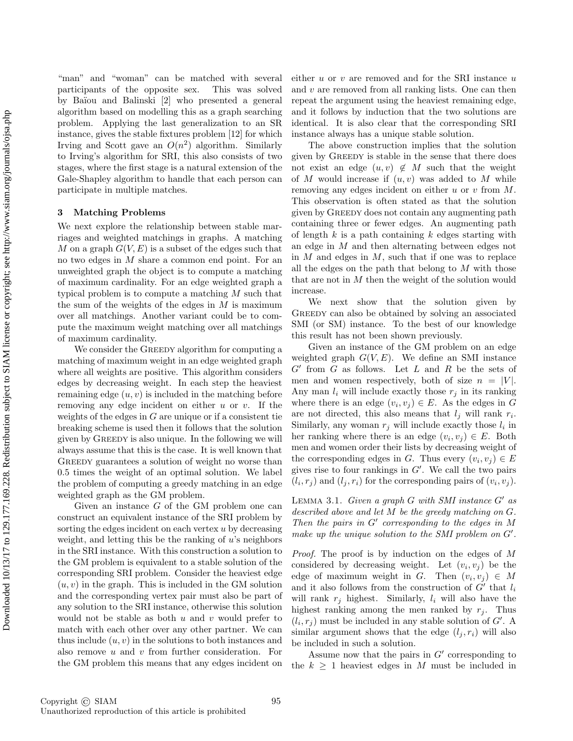"man" and "woman" can be matched with several participants of the opposite sex. This was solved by Baïou and Balinski [2] who presented a general algorithm based on modelling this as a graph searching problem. Applying the last generalization to an SR instance, gives the stable fixtures problem [12] for which Irving and Scott gave an $O(n^2)$ algorithm. Similarly to Irving's algorithm for SRI, this also consists of two stages, where the first stage is a natural extension of the Gale-Shapley algorithm to handle that each person can participate in multiple matches.

## 3 Matching Problems

We next explore the relationship between stable marriages and weighted matchings in graphs. A matching $M$ on a graph $G(V, E)$ is a subset of the edges such that no two edges in $M$ share a common end point. For an unweighted graph the object is to compute a matching of maximum cardinality. For an edge weighted graph a typical problem is to compute a matching $M$ such that the sum of the weights of the edges in $M$ is maximum over all matchings. Another variant could be to compute the maximum weight matching over all matchings of maximum cardinality.

We consider the Greedy algorithm for computing a matching of maximum weight in an edge weighted graph where all weights are positive. This algorithm considers edges by decreasing weight. In each step the heaviest remaining edge $(u, v)$ is included in the matching before removing any edge incident on either $u$ or $v$. If the weights of the edges in $G$ are unique or if a consistent tie breaking scheme is used then it follows that the solution given by Greedy is also unique. In the following we will always assume that this is the case. It is well known that Greedy guarantees a solution of weight no worse than 0.5 times the weight of an optimal solution. We label the problem of computing a greedy matching in an edge weighted graph as the GM problem.

Given an instance $G$ of the GM problem one can construct an equivalent instance of the SRI problem by sorting the edges incident on each vertex $u$ by decreasing weight, and letting this be the ranking of $u$'s neighbors in the SRI instance. With this construction a solution to the GM problem is equivalent to a stable solution of the corresponding SRI problem. Consider the heaviest edge $(u, v)$ in the graph. This is included in the GM solution and the corresponding vertex pair must also be part of any solution to the SRI instance, otherwise this solution would not be stable as both $u$ and $v$ would prefer to match with each other over any other partner. We can thus include $(u, v)$ in the solutions to both instances and also remove $u$ and $v$ from further consideration. For the GM problem this means that any edges incident on either $u$ or $v$ are removed and for the SRI instance $u$ and $v$ are removed from all ranking lists. One can then repeat the argument using the heaviest remaining edge, and it follows by induction that the two solutions are identical. It is also clear that the corresponding SRI instance always has a unique stable solution.

The above construction implies that the solution given by Greedy is stable in the sense that there does not exist an edge $(u, v) \notin M$ such that the weight of $M$ would increase if $(u, v)$ was added to $M$ while removing any edges incident on either $u$ or $v$ from $M$. This observation is often stated as that the solution given by Greedy does not contain any augmenting path containing three or fewer edges. An augmenting path of length $k$ is a path containing $k$ edges starting with an edge in $M$ and then alternating between edges not in $M$ and edges in $M$, such that if one was to replace all the edges on the path that belong to $M$ with those that are not in $M$ then the weight of the solution would increase.

We next show that the solution given by Greedy can also be obtained by solving an associated SMI (or SM) instance. To the best of our knowledge this result has not been shown previously.

Given an instance of the GM problem on an edge weighted graph $G(V, E)$. We define an SMI instance $G'$ from $G$ as follows. Let $L$ and $R$ be the sets of men and women respectively, both of size $n = |V|$. Any man $l_i$ will include exactly those $r_j$ in its ranking where there is an edge $(v_i, v_j) \in E$. As the edges in $G$ are not directed, this also means that $l_j$ will rank $r_i$. Similarly, any woman $r_j$ will include exactly those $l_i$ in her ranking where there is an edge $(v_i, v_j) \in E$. Both men and women order their lists by decreasing weight of the corresponding edges in $G$. Thus every $(v_i, v_j) \in E$ gives rise to four rankings in $G'$. We call the two pairs $(l_i, r_j)$ and $(l_j, r_i)$ for the corresponding pairs of $(v_i, v_j)$.

Lemma 3.1. *Given a graph $G$ with SMI instance $G'$ as described above and let $M$ be the greedy matching on $G$. Then the pairs in $G'$ corresponding to the edges in $M$ make up the unique solution to the SMI problem on $G'$.*

*Proof.* The proof is by induction on the edges of $M$ considered by decreasing weight. Let $(v_i, v_j)$ be the edge of maximum weight in $G$. Then $(v_i, v_j) \in M$ and it also follows from the construction of $G'$ that $l_i$ will rank $r_j$ highest. Similarly, $l_i$ will also have the highest ranking among the men ranked by $r_j$. Thus $(l_i, r_j)$ must be included in any stable solution of $G'$. A similar argument shows that the edge $(l_j, r_i)$ will also be included in such a solution.

Assume now that the pairs in $G'$ corresponding to the $k \geq 1$ heaviest edges in $M$ must be included in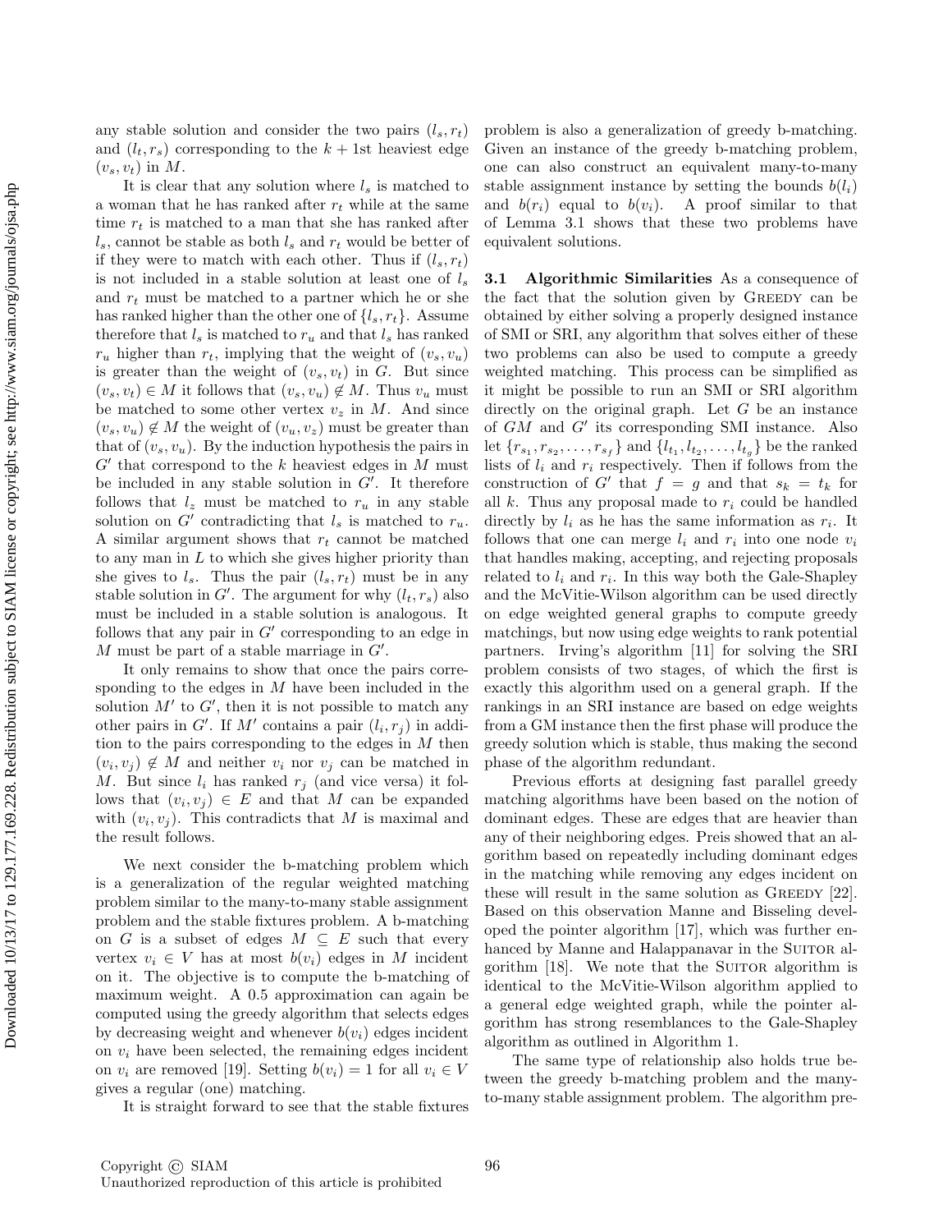any stable solution and consider the two pairs $(l_s, r_t)$ and $(l_t, r_s)$ corresponding to the $k+1$st heaviest edge $(v_s, v_t)$ in $M$.

It is clear that any solution where $l_s$ is matched to a woman that he has ranked after $r_t$ while at the same time $r_t$ is matched to a man that she has ranked after $l_s$, cannot be stable as both $l_s$ and $r_t$ would be better of if they were to match with each other. Thus if $(l_s, r_t)$ is not included in a stable solution at least one of $l_s$ and $r_t$ must be matched to a partner which he or she has ranked higher than the other one of $\{l_s, r_t\}$. Assume therefore that $l_s$ is matched to $r_u$ and that $l_s$ has ranked $r_u$ higher than $r_t$, implying that the weight of $(v_s, v_u)$ is greater than the weight of $(v_s, v_t)$ in $G$. But since $(v_s, v_t) \in M$ it follows that $(v_s, v_u) \notin M$. Thus $v_u$ must be matched to some other vertex $v_z$ in $M$. And since $(v_s, v_u) \notin M$ the weight of $(v_u, v_z)$ must be greater than that of $(v_s, v_u)$. By the induction hypothesis the pairs in $G'$ that correspond to the $k$ heaviest edges in $M$ must be included in any stable solution in $G'$. It therefore follows that $l_z$ must be matched to $r_u$ in any stable solution on $G'$ contradicting that $l_s$ is matched to $r_u$. A similar argument shows that $r_t$ cannot be matched to any man in $L$ to which she gives higher priority than she gives to $l_s$. Thus the pair $(l_s, r_t)$ must be in any stable solution in $G'$. The argument for why $(l_t, r_s)$ also must be included in a stable solution is analogous. It follows that any pair in $G'$ corresponding to an edge in $M$ must be part of a stable marriage in $G'$.

It only remains to show that once the pairs corresponding to the edges in $M$ have been included in the solution $M'$ to $G'$, then it is not possible to match any other pairs in $G'$. If $M'$ contains a pair $(l_i, r_j)$ in addition to the pairs corresponding to the edges in $M$ then $(v_i, v_j) \notin M$ and neither $v_i$ nor $v_j$ can be matched in $M$. But since $l_i$ has ranked $r_j$ (and vice versa) it follows that $(v_i, v_j) \in E$ and that $M$ can be expanded with $(v_i, v_j)$. This contradicts that $M$ is maximal and the result follows.

We next consider the b-matching problem which is a generalization of the regular weighted matching problem similar to the many-to-many stable assignment problem and the stable fixtures problem. A b-matching on $G$ is a subset of edges $M \subseteq E$ such that every vertex $v_i \in V$ has at most $b(v_i)$ edges in $M$ incident on it. The objective is to compute the b-matching of maximum weight. A 0.5 approximation can again be computed using the greedy algorithm that selects edges by decreasing weight and whenever $b(v_i)$ edges incident on $v_i$ have been selected, the remaining edges incident on $v_i$ are removed [19]. Setting $b(v_i) = 1$ for all $v_i \in V$ gives a regular (one) matching.

It is straight forward to see that the stable fixtures problem is also a generalization of greedy b-matching. Given an instance of the greedy b-matching problem, one can also construct an equivalent many-to-many stable assignment instance by setting the bounds $b(l_i)$ and $b(r_i)$ equal to $b(v_i)$. A proof similar to that of Lemma 3.1 shows that these two problems have equivalent solutions.

**3.1 Algorithmic Similarities** As a consequence of the fact that the solution given by GREEDY can be obtained by either solving a properly designed instance of SMI or SRI, any algorithm that solves either of these two problems can also be used to compute a greedy weighted matching. This process can be simplified as it might be possible to run an SMI or SRI algorithm directly on the original graph. Let $G$ be an instance of $GM$ and $G'$ its corresponding SMI instance. Also let $\{r_{s_1}, r_{s_2}, \ldots, r_{s_f}\}$ and $\{l_{t_1}, l_{t_2}, \ldots, l_{t_g}\}$ be the ranked lists of $l_i$ and $r_i$ respectively. Then if follows from the construction of $G'$ that $f = g$ and that $s_k = t_k$ for all $k$. Thus any proposal made to $r_i$ could be handled directly by $l_i$ as he has the same information as $r_i$. It follows that one can merge $l_i$ and $r_i$ into one node $v_i$ that handles making, accepting, and rejecting proposals related to $l_i$ and $r_i$. In this way both the Gale-Shapley and the McVitie-Wilson algorithm can be used directly on edge weighted general graphs to compute greedy matchings, but now using edge weights to rank potential partners. Irving's algorithm [11] for solving the SRI problem consists of two stages, of which the first is exactly this algorithm used on a general graph. If the rankings in an SRI instance are based on edge weights from a GM instance then the first phase will produce the greedy solution which is stable, thus making the second phase of the algorithm redundant.

Previous efforts at designing fast parallel greedy matching algorithms have been based on the notion of dominant edges. These are edges that are heavier than any of their neighboring edges. Preis showed that an algorithm based on repeatedly including dominant edges in the matching while removing any edges incident on these will result in the same solution as GREEDY [22]. Based on this observation Manne and Bisseling developed the pointer algorithm [17], which was further enhanced by Manne and Halappanavar in the SUITOR algorithm [18]. We note that the SUITOR algorithm is identical to the McVitie-Wilson algorithm applied to a general edge weighted graph, while the pointer algorithm has strong resemblances to the Gale-Shapley algorithm as outlined in Algorithm 1.

The same type of relationship also holds true between the greedy b-matching problem and the many-to-many stable assignment problem. The algorithm pre-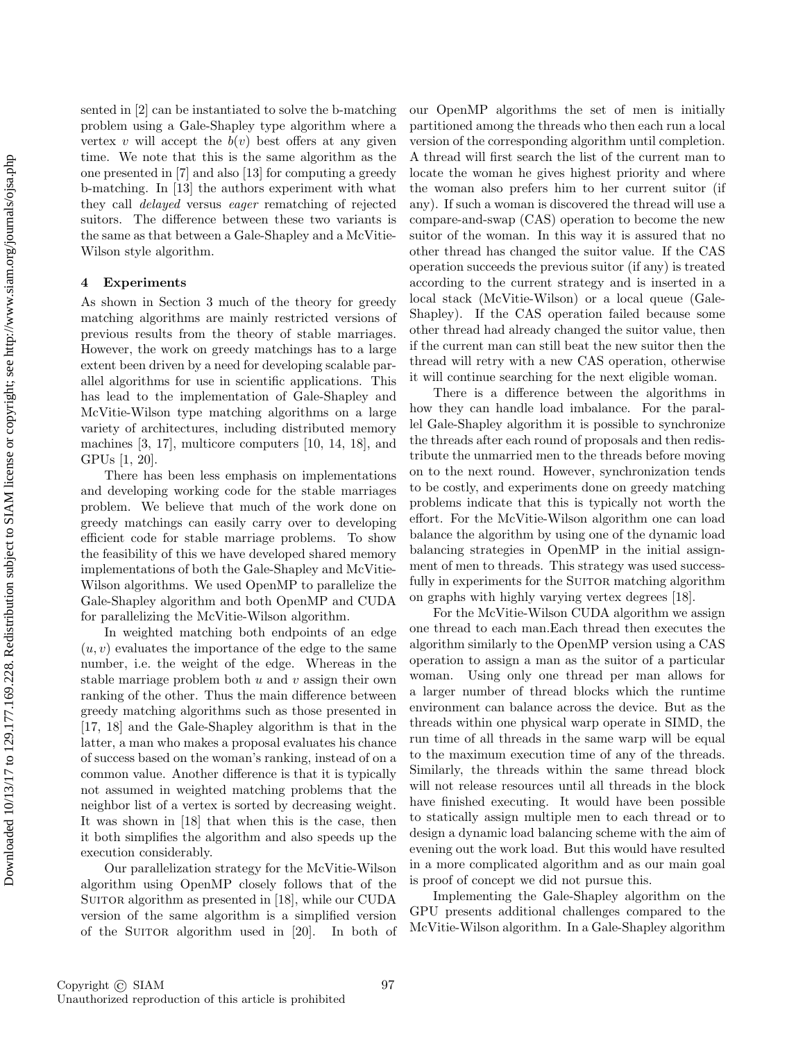sented in [2] can be instantiated to solve the b-matching problem using a Gale-Shapley type algorithm where a vertex $v$ will accept the $b(v)$ best offers at any given time. We note that this is the same algorithm as the one presented in [7] and also [13] for computing a greedy b-matching. In [13] the authors experiment with what they call *delayed* versus *eager* rematching of rejected suitors. The difference between these two variants is the same as that between a Gale-Shapley and a McVitie-Wilson style algorithm.

## 4 Experiments

As shown in Section 3 much of the theory for greedy matching algorithms are mainly restricted versions of previous results from the theory of stable marriages. However, the work on greedy matchings has to a large extent been driven by a need for developing scalable parallel algorithms for use in scientific applications. This has lead to the implementation of Gale-Shapley and McVitie-Wilson type matching algorithms on a large variety of architectures, including distributed memory machines [3, 17], multicore computers [10, 14, 18], and GPUs [1, 20].

There has been less emphasis on implementations and developing working code for the stable marriages problem. We believe that much of the work done on greedy matchings can easily carry over to developing efficient code for stable marriage problems. To show the feasibility of this we have developed shared memory implementations of both the Gale-Shapley and McVitie-Wilson algorithms. We used OpenMP to parallelize the Gale-Shapley algorithm and both OpenMP and CUDA for parallelizing the McVitie-Wilson algorithm.

In weighted matching both endpoints of an edge $(u, v)$ evaluates the importance of the edge to the same number, i.e. the weight of the edge. Whereas in the stable marriage problem both $u$ and $v$ assign their own ranking of the other. Thus the main difference between greedy matching algorithms such as those presented in [17, 18] and the Gale-Shapley algorithm is that in the latter, a man who makes a proposal evaluates his chance of success based on the woman's ranking, instead of on a common value. Another difference is that it is typically not assumed in weighted matching problems that the neighbor list of a vertex is sorted by decreasing weight. It was shown in [18] that when this is the case, then it both simplifies the algorithm and also speeds up the execution considerably.

Our parallelization strategy for the McVitie-Wilson algorithm using OpenMP closely follows that of the Suitor algorithm as presented in [18], while our CUDA version of the same algorithm is a simplified version of the Suitor algorithm used in [20]. In both of our OpenMP algorithms the set of men is initially partitioned among the threads who then each run a local version of the corresponding algorithm until completion. A thread will first search the list of the current man to locate the woman he gives highest priority and where the woman also prefers him to her current suitor (if any). If such a woman is discovered the thread will use a compare-and-swap (CAS) operation to become the new suitor of the woman. In this way it is assured that no other thread has changed the suitor value. If the CAS operation succeeds the previous suitor (if any) is treated according to the current strategy and is inserted in a local stack (McVitie-Wilson) or a local queue (Gale-Shapley). If the CAS operation failed because some other thread had already changed the suitor value, then if the current man can still beat the new suitor then the thread will retry with a new CAS operation, otherwise it will continue searching for the next eligible woman.

There is a difference between the algorithms in how they can handle load imbalance. For the parallel Gale-Shapley algorithm it is possible to synchronize the threads after each round of proposals and then redistribute the unmarried men to the threads before moving on to the next round. However, synchronization tends to be costly, and experiments done on greedy matching problems indicate that this is typically not worth the effort. For the McVitie-Wilson algorithm one can load balance the algorithm by using one of the dynamic load balancing strategies in OpenMP in the initial assignment of men to threads. This strategy was used successfully in experiments for the Suitor matching algorithm on graphs with highly varying vertex degrees [18].

For the McVitie-Wilson CUDA algorithm we assign one thread to each man.Each thread then executes the algorithm similarly to the OpenMP version using a CAS operation to assign a man as the suitor of a particular woman. Using only one thread per man allows for a larger number of thread blocks which the runtime environment can balance across the device. But as the threads within one physical warp operate in SIMD, the run time of all threads in the same warp will be equal to the maximum execution time of any of the threads. Similarly, the threads within the same thread block will not release resources until all threads in the block have finished executing. It would have been possible to statically assign multiple men to each thread or to design a dynamic load balancing scheme with the aim of evening out the work load. But this would have resulted in a more complicated algorithm and as our main goal is proof of concept we did not pursue this.

Implementing the Gale-Shapley algorithm on the GPU presents additional challenges compared to the McVitie-Wilson algorithm. In a Gale-Shapley algorithm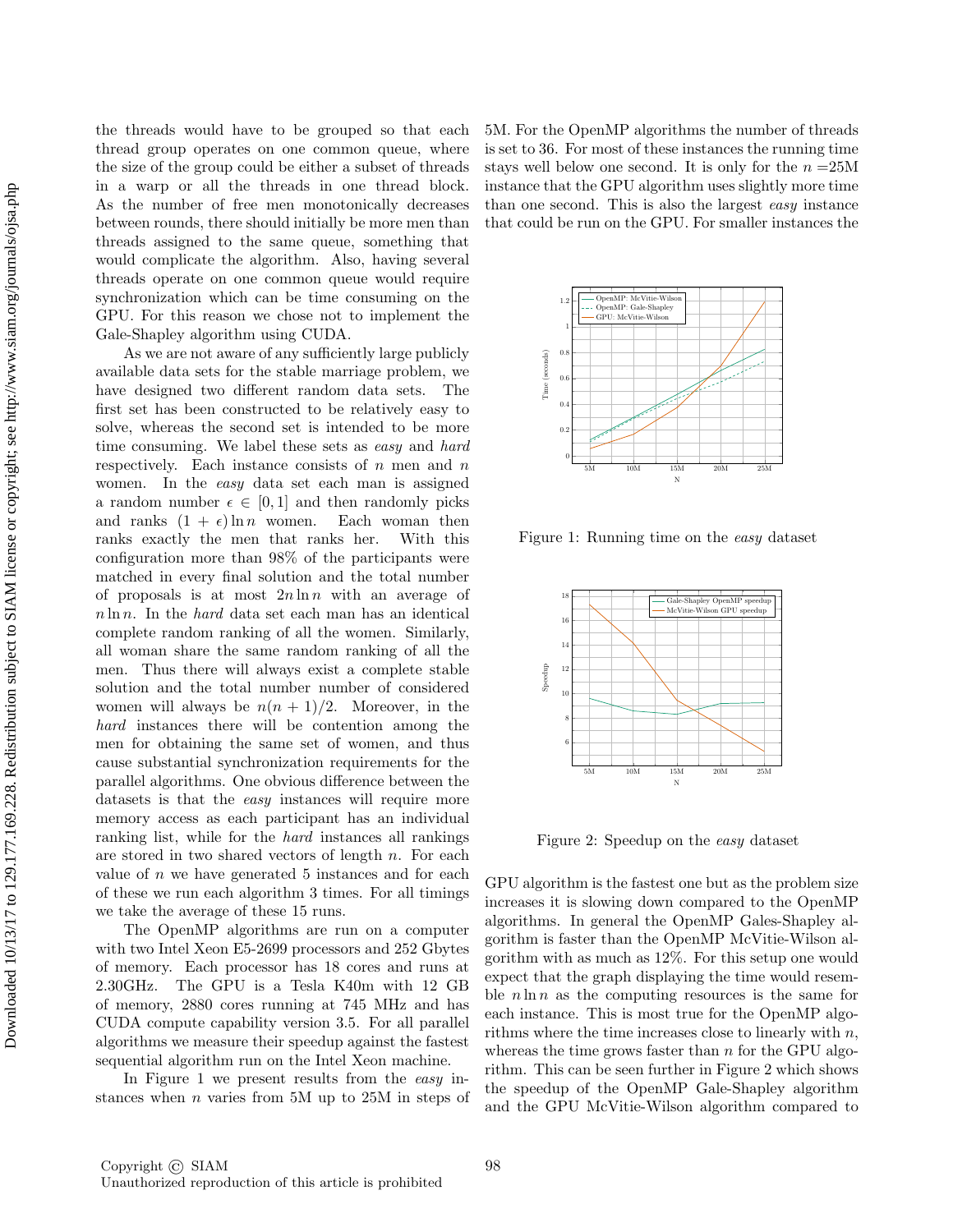the threads would have to be grouped so that each thread group operates on one common queue, where the size of the group could be either a subset of threads in a warp or all the threads in one thread block. As the number of free men monotonically decreases between rounds, there should initially be more men than threads assigned to the same queue, something that would complicate the algorithm. Also, having several threads operate on one common queue would require synchronization which can be time consuming on the GPU. For this reason we chose not to implement the Gale-Shapley algorithm using CUDA.

As we are not aware of any sufficiently large publicly available data sets for the stable marriage problem, we have designed two different random data sets. The first set has been constructed to be relatively easy to solve, whereas the second set is intended to be more time consuming. We label these sets as *easy* and *hard* respectively. Each instance consists of $n$ men and $n$ women. In the *easy* data set each man is assigned a random number $\epsilon \in [0,1]$ and then randomly picks and ranks $(1+\epsilon)\ln n$ women. Each woman then ranks exactly the men that ranks her. With this configuration more than 98% of the participants were matched in every final solution and the total number of proposals is at most $2n\ln n$ with an average of $n\ln n$. In the *hard* data set each man has an identical complete random ranking of all the women. Similarly, all woman share the same random ranking of all the men. Thus there will always exist a complete stable solution and the total number number of considered women will always be $n(n+1)/2$. Moreover, in the *hard* instances there will be contention among the men for obtaining the same set of women, and thus cause substantial synchronization requirements for the parallel algorithms. One obvious difference between the datasets is that the *easy* instances will require more memory access as each participant has an individual ranking list, while for the *hard* instances all rankings are stored in two shared vectors of length $n$. For each value of $n$ we have generated 5 instances and for each of these we run each algorithm 3 times. For all timings we take the average of these 15 runs.

The OpenMP algorithms are run on a computer with two Intel Xeon E5-2699 processors and 252 Gbytes of memory. Each processor has 18 cores and runs at 2.30GHz. The GPU is a Tesla K40m with 12 GB of memory, 2880 cores running at 745 MHz and has CUDA compute capability version 3.5. For all parallel algorithms we measure their speedup against the fastest sequential algorithm run on the Intel Xeon machine.

In Figure 1 we present results from the *easy* instances when $n$ varies from 5M up to 25M in steps of 5M. For the OpenMP algorithms the number of threads is set to 36. For most of these instances the running time stays well below one second. It is only for the $n$ =25M instance that the GPU algorithm uses slightly more time than one second. This is also the largest *easy* instance that could be run on the GPU. For smaller instances the

Figure 1: Running time on the *easy* dataset

Figure 2: Speedup on the *easy* dataset

GPU algorithm is the fastest one but as the problem size increases it is slowing down compared to the OpenMP algorithms. In general the OpenMP Gales-Shapley algorithm is faster than the OpenMP McVitie-Wilson algorithm with as much as 12%. For this setup one would expect that the graph displaying the time would resemble $n\ln n$ as the computing resources is the same for each instance. This is most true for the OpenMP algorithms where the time increases close to linearly with $n$, whereas the time grows faster than $n$ for the GPU algorithm. This can be seen further in Figure 2 which shows the speedup of the OpenMP Gale-Shapley algorithm and the GPU McVitie-Wilson algorithm compared to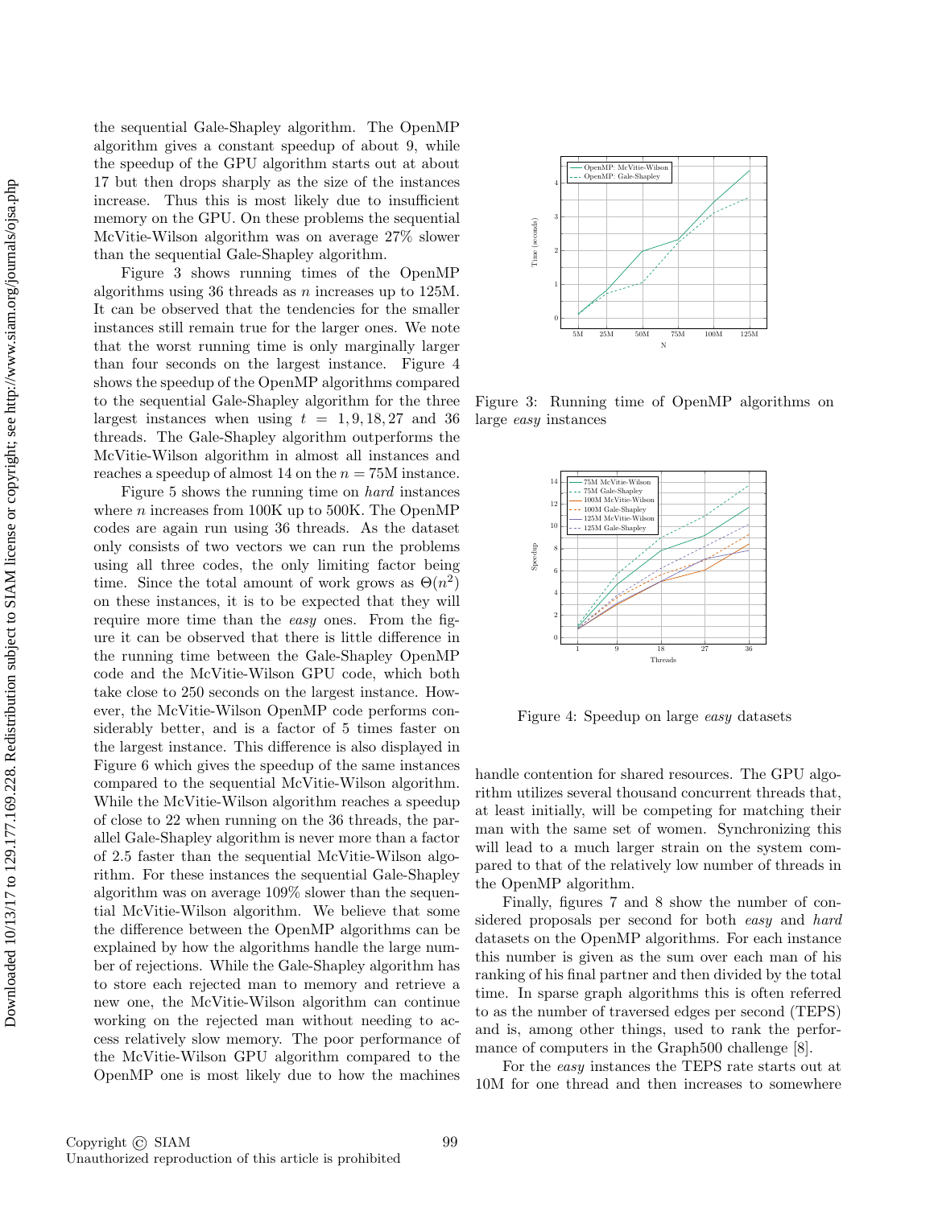the sequential Gale-Shapley algorithm. The OpenMP algorithm gives a constant speedup of about 9, while the speedup of the GPU algorithm starts out at about 17 but then drops sharply as the size of the instances increase. Thus this is most likely due to insufficient memory on the GPU. On these problems the sequential McVitie-Wilson algorithm was on average 27% slower than the sequential Gale-Shapley algorithm.

Figure 3 shows running times of the OpenMP algorithms using 36 threads as $n$ increases up to 125M. It can be observed that the tendencies for the smaller instances still remain true for the larger ones. We note that the worst running time is only marginally larger than four seconds on the largest instance. Figure 4 shows the speedup of the OpenMP algorithms compared to the sequential Gale-Shapley algorithm for the three largest instances when using $t = 1, 9, 18, 27$ and 36 threads. The Gale-Shapley algorithm outperforms the McVitie-Wilson algorithm in almost all instances and reaches a speedup of almost 14 on the $n = 75$M instance.

Figure 5 shows the running time on *hard* instances where $n$ increases from 100K up to 500K. The OpenMP codes are again run using 36 threads. As the dataset only consists of two vectors we can run the problems using all three codes, the only limiting factor being time. Since the total amount of work grows as $\Theta(n^2)$ on these instances, it is to be expected that they will require more time than the *easy* ones. From the figure it can be observed that there is little difference in the running time between the Gale-Shapley OpenMP code and the McVitie-Wilson GPU code, which both take close to 250 seconds on the largest instance. However, the McVitie-Wilson OpenMP code performs considerably better, and is a factor of 5 times faster on the largest instance. This difference is also displayed in Figure 6 which gives the speedup of the same instances compared to the sequential McVitie-Wilson algorithm. While the McVitie-Wilson algorithm reaches a speedup of close to 22 when running on the 36 threads, the parallel Gale-Shapley algorithm is never more than a factor of 2.5 faster than the sequential McVitie-Wilson algorithm. For these instances the sequential Gale-Shapley algorithm was on average 109% slower than the sequential McVitie-Wilson algorithm. We believe that some of the difference between the OpenMP algorithms can be explained by how the algorithms handle the large number of rejections. While the Gale-Shapley algorithm has to store each rejected man to memory and retrieve a new one, the McVitie-Wilson algorithm can continue working on the rejected man without needing to access relatively slow memory. The poor performance of the McVitie-Wilson GPU algorithm compared to the OpenMP one is most likely due to how the machines

Figure 3: Running time of OpenMP algorithms on large *easy* instances

Figure 4: Speedup on large *easy* datasets

handle contention for shared resources. The GPU algorithm utilizes several thousand concurrent threads that, at least initially, will be competing for matching their man with the same set of women. Synchronizing this will lead to a much larger strain on the system compared to that of the relatively low number of threads in the OpenMP algorithm.

Finally, figures 7 and 8 show the number of considered proposals per second for both *easy* and *hard* datasets on the OpenMP algorithms. For each instance this number is given as the sum over each man of his ranking of his final partner and then divided by the total time. In sparse graph algorithms this is often referred to as the number of traversed edges per second (TEPS) and is, among other things, used to rank the performance of computers in the Graph500 challenge [8].

For the *easy* instances the TEPS rate starts out at 10M for one thread and then increases to somewhere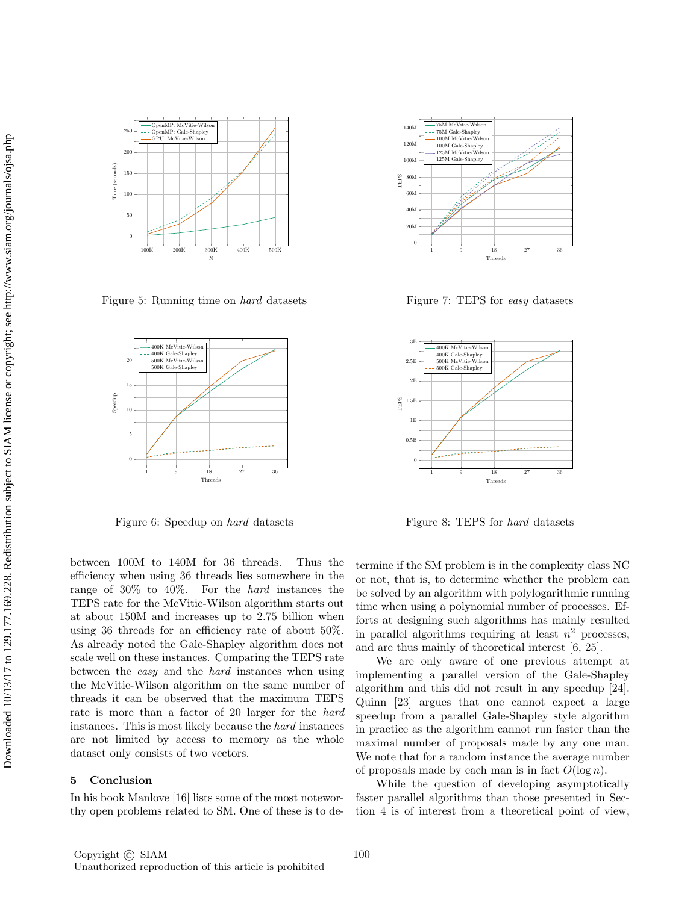Figure 5: Running time on *hard* datasets

Figure 7: TEPS for *easy* datasets

Figure 6: Speedup on *hard* datasets

Figure 8: TEPS for *hard* datasets

between 100M to 140M for 36 threads. Thus the efficiency when using 36 threads lies somewhere in the range of 30% to 40%. For the *hard* instances the TEPS rate for the McVitie-Wilson algorithm starts out at about 150M and increases up to 2.75 billion when using 36 threads for an efficiency rate of about 50%. As already noted the Gale-Shapley algorithm does not scale well on these instances. Comparing the TEPS rate between the *easy* and the *hard* instances when using the McVitie-Wilson algorithm on the same number of threads it can be observed that the maximum TEPS rate is more than a factor of 20 larger for the *hard* instances. This is most likely because the *hard* instances are not limited by access to memory as the whole dataset only consists of two vectors.

## 5 Conclusion

In his book Manlove [16] lists some of the most noteworthy open problems related to SM. One of these is to determine if the SM problem is in the complexity class NC or not, that is, to determine whether the problem can be solved by an algorithm with polylogarithmic running time when using a polynomial number of processes. Efforts at designing such algorithms has mainly resulted in parallel algorithms requiring at least $n^2$ processes, and are thus mainly of theoretical interest [6, 25].

We are only aware of one previous attempt at implementing a parallel version of the Gale-Shapley algorithm and this did not result in any speedup [24]. Quinn [23] argues that one cannot expect a large speedup from a parallel Gale-Shapley style algorithm in practice as the algorithm cannot run faster than the maximal number of proposals made by any one man. We note that for a random instance the average number of proposals made by each man is in fact $O(\log n)$.

While the question of developing asymptotically faster parallel algorithms than those presented in Section 4 is of interest from a theoretical point of view,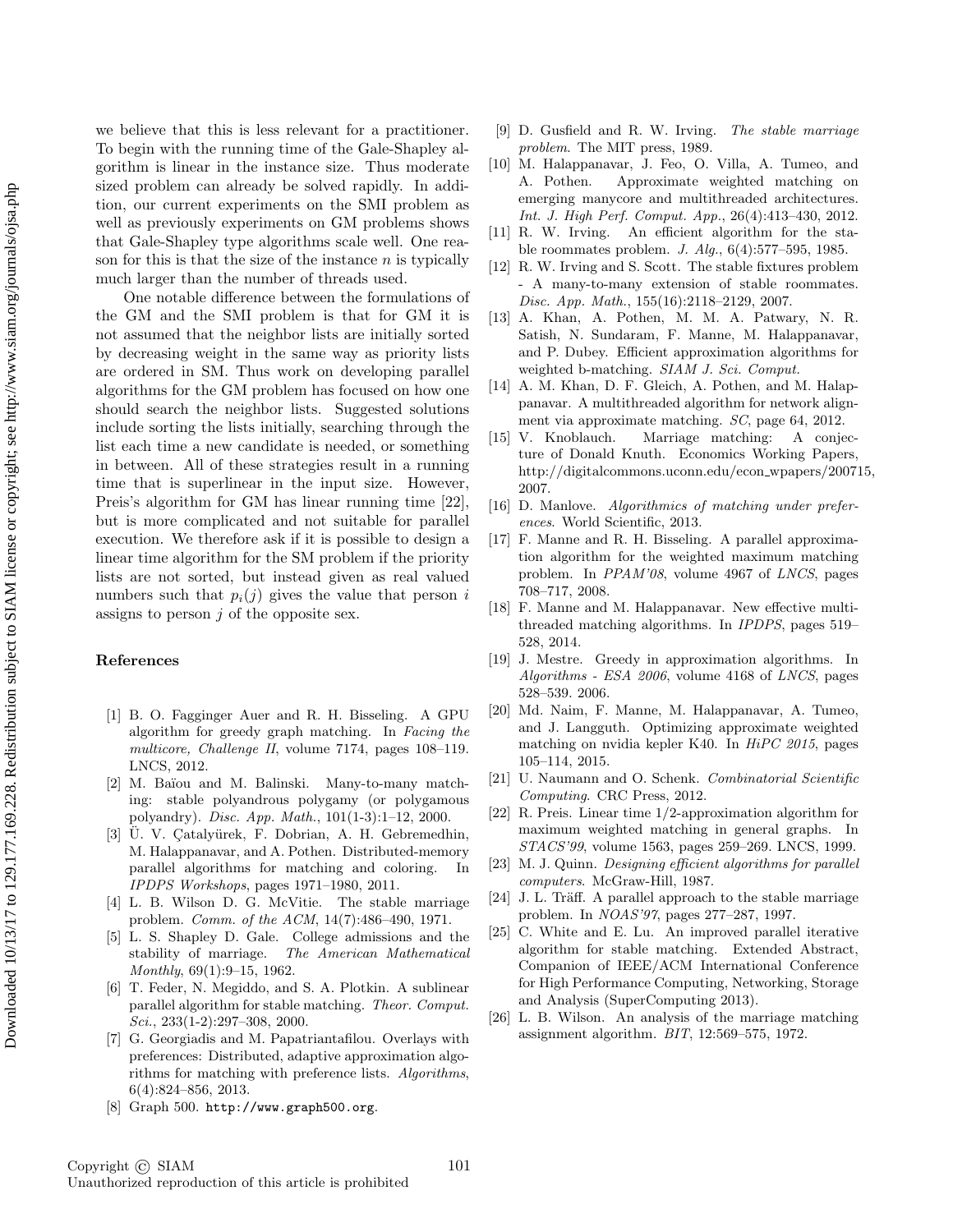we believe that this is less relevant for a practitioner. To begin with the running time of the Gale-Shapley algorithm is linear in the instance size. Thus moderate sized problem can already be solved rapidly. In addition, our current experiments on the SMI problem as well as previously experiments on GM problems shows that Gale-Shapley type algorithms scale well. One reason for this is that the size of the instance $n$ is typically much larger than the number of threads used.

One notable difference between the formulations of the GM and the SMI problem is that for GM it is not assumed that the neighbor lists are initially sorted by decreasing weight in the same way as priority lists are ordered in SM. Thus work on developing parallel algorithms for the GM problem has focused on how one should search the neighbor lists. Suggested solutions include sorting the lists initially, searching through the list each time a new candidate is needed, or something in between. All of these strategies result in a running time that is superlinear in the input size. However, Preis's algorithm for GM has linear running time [22], but is more complicated and not suitable for parallel execution. We therefore ask if it is possible to design a linear time algorithm for the SM problem if the priority lists are not sorted, but instead given as real valued numbers such that $p_i(j)$ gives the value that person $i$ assigns to person $j$ of the opposite sex.

## References

[1] B. O. Fagginger Auer and R. H. Bisseling. A GPU algorithm for greedy graph matching. In *Facing the multicore, Challenge II*, volume 7174, pages 108–119. LNCS, 2012.

[2] M. Baïou and M. Balinski. Many-to-many matching: stable polyandrous polygamy (or polygamous polyandry). *Disc. App. Math.*, 101(1-3):1–12, 2000.

[3] Ü. V. Çatalyürek, F. Dobrian, A. H. Gebremedhin, M. Halappanavar, and A. Pothen. Distributed-memory parallel algorithms for matching and coloring. In *IPDPS Workshops*, pages 1971–1980, 2011.

[4] L. B. Wilson D. G. McVitie. The stable marriage problem. *Comm. of the ACM*, 14(7):486–490, 1971.

[5] L. S. Shapley D. Gale. College admissions and the stability of marriage. *The American Mathematical Monthly*, 69(1):9–15, 1962.

[6] T. Feder, N. Megiddo, and S. A. Plotkin. A sublinear parallel algorithm for stable matching. *Theor. Comput. Sci.*, 233(1-2):297–308, 2000.

[7] G. Georgiadis and M. Papatriantafilou. Overlays with preferences: Distributed, adaptive approximation algorithms for matching with preference lists. *Algorithms*, 6(4):824–856, 2013.

[8] Graph 500. http://www.graph500.org.

[9] D. Gusfield and R. W. Irving. *The stable marriage problem*. The MIT press, 1989.

[10] M. Halappanavar, J. Feo, O. Villa, A. Tumeo, and A. Pothen. Approximate weighted matching on emerging manycore and multithreaded architectures. *Int. J. High Perf. Comput. App.*, 26(4):413–430, 2012.

[11] R. W. Irving. An efficient algorithm for the stable roommates problem. *J. Alg.*, 6(4):577–595, 1985.

[12] R. W. Irving and S. Scott. The stable fixtures problem - A many-to-many extension of stable roommates. *Disc. App. Math.*, 155(16):2118–2129, 2007.

[13] A. Khan, A. Pothen, M. M. A. Patwary, N. R. Satish, N. Sundaram, F. Manne, M. Halappanavar, and P. Dubey. Efficient approximation algorithms for weighted b-matching. *SIAM J. Sci. Comput.*

[14] A. M. Khan, D. F. Gleich, A. Pothen, and M. Halappanavar. A multithreaded algorithm for network alignment via approximate matching. *SC*, page 64, 2012.

[15] V. Knoblauch. Marriage matching: A conjecture of Donald Knuth. Economics Working Papers, http://digitalcommons.uconn.edu/econ_wpapers/200715, 2007.

[16] D. Manlove. *Algorithmics of matching under preferences*. World Scientific, 2013.

[17] F. Manne and R. H. Bisseling. A parallel approximation algorithm for the weighted maximum matching problem. In *PPAM'08*, volume 4967 of *LNCS*, pages 708–717, 2008.

[18] F. Manne and M. Halappanavar. New effective multithreaded matching algorithms. In *IPDPS*, pages 519–528, 2014.

[19] J. Mestre. Greedy in approximation algorithms. In *Algorithms - ESA 2006*, volume 4168 of *LNCS*, pages 528–539. 2006.

[20] Md. Naim, F. Manne, M. Halappanavar, A. Tumeo, and J. Langguth. Optimizing approximate weighted matching on nvidia kepler K40. In *HiPC 2015*, pages 105–114, 2015.

[21] U. Naumann and O. Schenk. *Combinatorial Scientific Computing*. CRC Press, 2012.

[22] R. Preis. Linear time 1/2-approximation algorithm for maximum weighted matching in general graphs. In *STACS'99*, volume 1563, pages 259–269. LNCS, 1999.

[23] M. J. Quinn. *Designing efficient algorithms for parallel computers*. McGraw-Hill, 1987.

[24] J. L. Träff. A parallel approach to the stable marriage problem. In *NOAS'97*, pages 277–287, 1997.

[25] C. White and E. Lu. An improved parallel iterative algorithm for stable matching. Extended Abstract, Companion of IEEE/ACM International Conference for High Performance Computing, Networking, Storage and Analysis (SuperComputing 2013).

[26] L. B. Wilson. An analysis of the marriage matching assignment algorithm. *BIT*, 12:569–575, 1972.